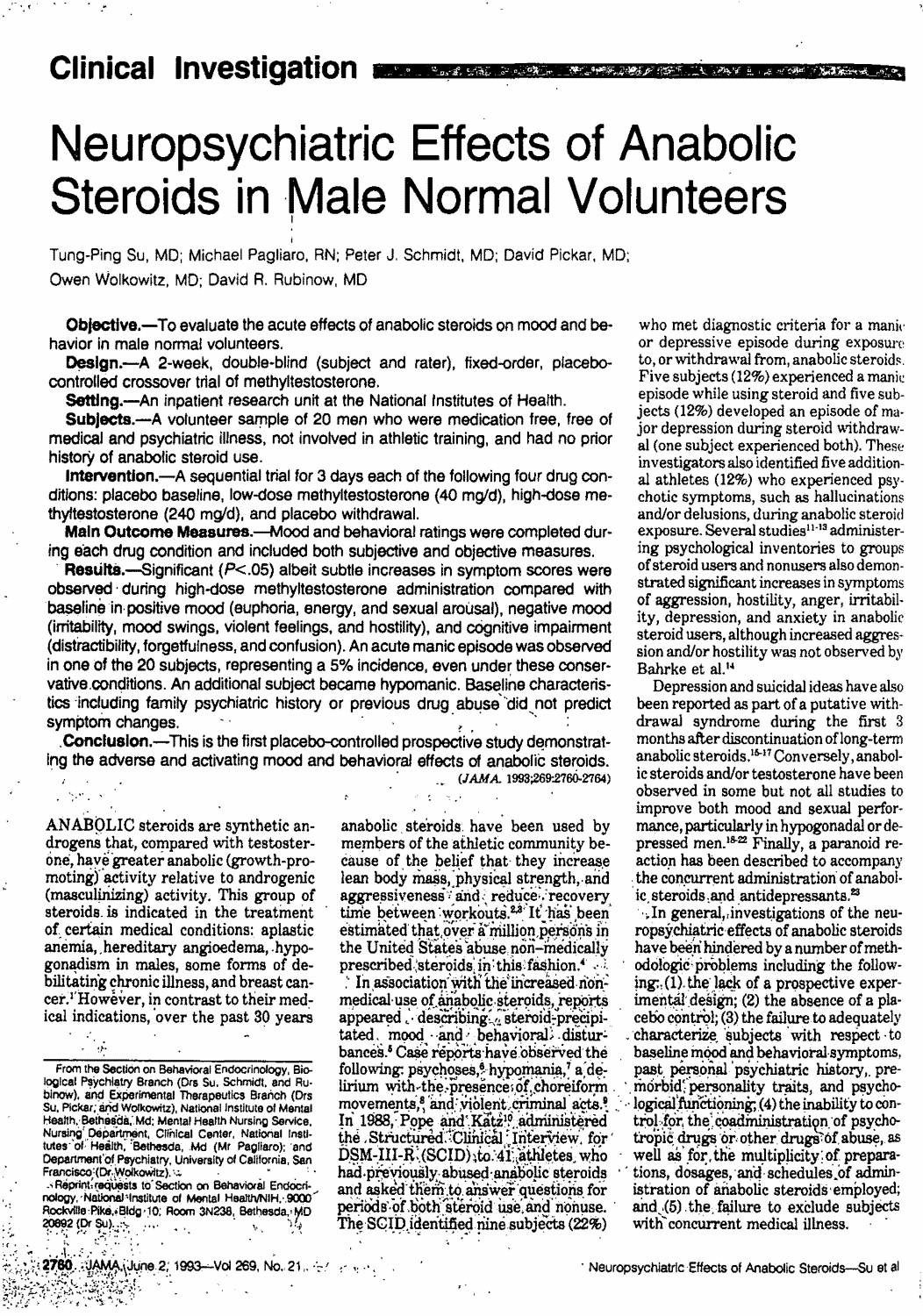Clinical Investigation

# Neuropsychiatric Effects of Anabolic Steroids in Male Normal Volunteers

Tung-Ping Su, MD; Michael Pagliaro, RN; Peter J. Schmidt, MD; David Pickar, MD; Owen Wolkowitz, MD; David R. Rubinow, MD

**Objective.**—To evaluate the acute effects of anabolic steroids on mood and behavior in male normal volunteers.

**Design.**—A 2-week, double-blind (subject and rater), fixed-order, placebo-controlled crossover trial of methyltestosterone.

**Setting.**—An inpatient research unit at the National Institutes of Health.

**Subjects.**—A volunteer sample of 20 men who were medication free, free of medical and psychiatric illness, not involved in athletic training, and had no prior history of anabolic steroid use.

**Intervention.**—A sequential trial for 3 days each of the following four drug conditions: placebo baseline, low-dose methyltestosterone (40 mg/d), high-dose methyltestosterone (240 mg/d), and placebo withdrawal.

**Main Outcome Measures.**—Mood and behavioral ratings were completed during each drug condition and included both subjective and objective measures.

**Results.**—Significant ($P<.05$) albeit subtle increases in symptom scores were observed during high-dose methyltestosterone administration compared with baseline in positive mood (euphoria, energy, and sexual arousal), negative mood (irritability, mood swings, violent feelings, and hostility), and cognitive impairment (distractibility, forgetfulness, and confusion). An acute manic episode was observed in one of the 20 subjects, representing a 5% incidence, even under these conservative conditions. An additional subject became hypomanic. Baseline characteristics including family psychiatric history or previous drug abuse did not predict symptom changes.

**Conclusion.**—This is the first placebo-controlled prospective study demonstrating the adverse and activating mood and behavioral effects of anabolic steroids.

(*JAMA*. 1993;269:2760-2764)

ANABOLIC steroids are synthetic androgens that, compared with testosterone, have greater anabolic (growth-promoting) activity relative to androgenic (masculinizing) activity. This group of steroids is indicated in the treatment of certain medical conditions: aplastic anemia, hereditary angioedema, hypogonadism in males, some forms of debilitating chronic illness, and breast cancer.[1] However, in contrast to their medical indications, over the past 30 years anabolic steroids have been used by members of the athletic community because of the belief that they increase lean body mass, physical strength, and aggressiveness and reduce recovery time between workouts.[2,3] It has been estimated that over a million persons in the United States abuse non-medically prescribed steroids in this fashion.[4]

In association with the increased nonmedical use of anabolic steroids, reports appeared describing steroid-precipitated mood and behavioral disturbances.[5] Case reports have observed the following: psychoses,[6] hypomania,[7] a delirium with the presence of choreiform movements,[8] and violent criminal acts.[9] In 1988, Pope and Katz[10] administered the Structured Clinical Interview for DSM-III-R (SCID) to 41 athletes who had previously abused anabolic steroids and asked them to answer questions for periods of both steroid use and nonuse. The SCID identified nine subjects (22%) who met diagnostic criteria for a manic or depressive episode during exposure to, or withdrawal from, anabolic steroids. Five subjects (12%) experienced a manic episode while using steroid and five subjects (12%) developed an episode of major depression during steroid withdrawal (one subject experienced both). These investigators also identified five additional athletes (12%) who experienced psychotic symptoms, such as hallucinations and/or delusions, during anabolic steroid exposure. Several studies[11-13] administering psychological inventories to groups of steroid users and nonusers also demonstrated significant increases in symptoms of aggression, hostility, anger, irritability, depression, and anxiety in anabolic steroid users, although increased aggression and/or hostility was not observed by Bahrke et al.[14]

Depression and suicidal ideas have also been reported as part of a putative withdrawal syndrome during the first 3 months after discontinuation of long-term anabolic steroids.[15-17] Conversely, anabolic steroids and/or testosterone have been observed in some but not all studies to improve both mood and sexual performance, particularly in hypogonadal or depressed men.[18-22] Finally, a paranoid reaction has been described to accompany the concurrent administration of anabolic steroids and antidepressants.[23]

In general, investigations of the neuropsychiatric effects of anabolic steroids have been hindered by a number of methodologic problems including the following: (1) the lack of a prospective experimental design; (2) the absence of a placebo control; (3) the failure to adequately characterize subjects with respect to baseline mood and behavioral symptoms, past personal psychiatric history, premorbid personality traits, and psychological functioning; (4) the inability to control for the coadministration of psychotropic drugs or other drugs of abuse, as well as for the multiplicity of preparations, dosages, and schedules of administration of anabolic steroids employed; and (5) the failure to exclude subjects with concurrent medical illness.

From the Section on Behavioral Endocrinology, Biological Psychiatry Branch (Drs Su, Schmidt, and Rubinow), and Experimental Therapeutics Branch (Drs Su, Pickar, and Wolkowitz), National Institute of Mental Health, Bethesda, Md; Mental Health Nursing Service, Nursing Department, Clinical Center, National Institutes of Health, Bethesda, Md (Mr Pagliaro); and Department of Psychiatry, University of California, San Francisco (Dr Wolkowitz).

Reprint requests to Section on Behavioral Endocrinology, National Institute of Mental Health/NIH, 9000 Rockville Pike, Bldg 10, Room 3N238, Bethesda, MD 20892 (Dr Su).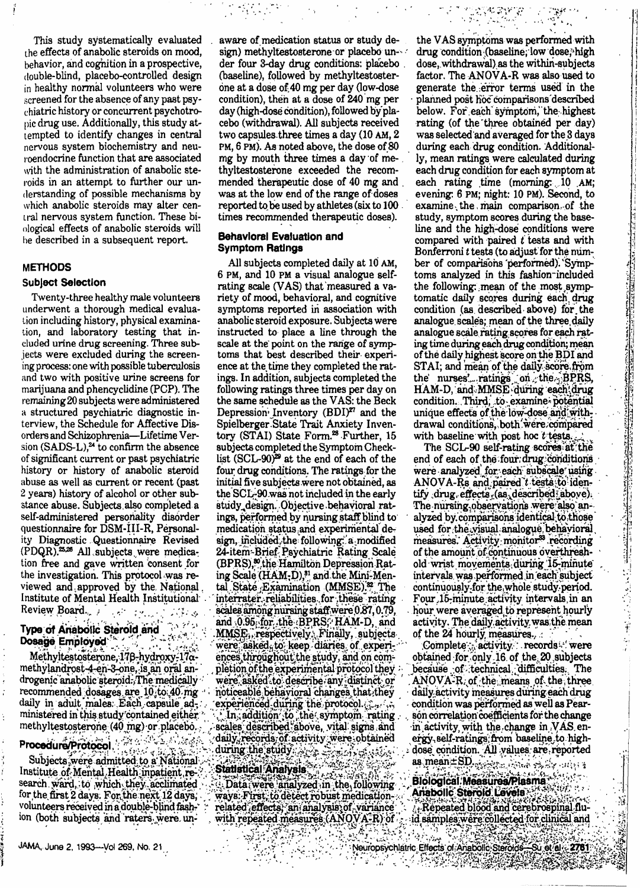This study systematically evaluated the effects of anabolic steroids on mood, behavior, and cognition in a prospective, double-blind, placebo-controlled design in healthy normal volunteers who were screened for the absence of any past psychiatric history or concurrent psychotropic drug use. Additionally, this study attempted to identify changes in central nervous system biochemistry and neuroendocrine function that are associated with the administration of anabolic steroids in an attempt to further our understanding of possible mechanisms by which anabolic steroids may alter central nervous system function. These biological effects of anabolic steroids will be described in a subsequent report.

## METHODS

### Subject Selection

Twenty-three healthy male volunteers underwent a thorough medical evaluation including history, physical examination, and laboratory testing that included urine drug screening. Three subjects were excluded during the screening process: one with possible tuberculosis and two with positive urine screens for marijuana and phencyclidine (PCP). The remaining 20 subjects were administered a structured psychiatric diagnostic interview, the Schedule for Affective Disorders and Schizophrenia—Lifetime Version (SADS-L),[24] to confirm the absence of significant current or past psychiatric history or history of anabolic steroid abuse as well as current or recent (past 2 years) history of alcohol or other substance abuse. Subjects also completed a self-administered personality disorder questionnaire for DSM-III-R, Personality Diagnostic Questionnaire Revised (PDQR).[25,26] All subjects were medication free and gave written consent for the investigation. This protocol was reviewed and approved by the National Institute of Mental Health Institutional Review Board.

### Type of Anabolic Steroid and Dosage Employed

Methyltestosterone, 17β-hydroxy-17α-methylandrost-4-en-3-one, is an oral androgenic anabolic steroid. The medically recommended dosages are 10 to 40 mg daily in adult males. Each capsule administered in this study contained either methyltestosterone (40 mg) or placebo.

### Procedure/Protocol

Subjects were admitted to a National Institute of Mental Health inpatient research ward, to which they acclimated for the first 2 days. For the next 12 days, volunteers received in a double-blind fashion (both subjects and raters were unaware of medication status or study design) methyltestosterone or placebo under four 3-day drug conditions: placebo (baseline), followed by methyltestosterone at a dose of 40 mg per day (low-dose condition), then at a dose of 240 mg per day (high-dose condition), followed by placebo (withdrawal). All subjects received two capsules three times a day (10 AM, 2 PM, 6 PM). As noted above, the dose of 80 mg by mouth three times a day of methyltestosterone exceeded the recommended therapeutic dose of 40 mg and was at the low end of the range of doses reported to be used by athletes (six to 100 times recommended therapeutic doses).

### Behavioral Evaluation and Symptom Ratings

All subjects completed daily at 10 AM, 6 PM, and 10 PM a visual analogue self-rating scale (VAS) that measured a variety of mood, behavioral, and cognitive symptoms reported in association with anabolic steroid exposure. Subjects were instructed to place a line through the scale at the point on the range of symptoms that best described their experience at the time they completed the ratings. In addition, subjects completed the following ratings three times per day on the same schedule as the VAS: the Beck Depression Inventory (BDI)[27] and the Spielberger State Trait Anxiety Inventory (STAI) State Form.[28] Further, 15 subjects completed the Symptom Checklist (SCL-90)[29] at the end of each of the four drug conditions. The ratings for the initial five subjects were not obtained, as the SCL-90 was not included in the early study design. Objective behavioral ratings, performed by nursing staff blind to medication status and experimental design, included the following: a modified 24-item Brief Psychiatric Rating Scale (BPRS),[30] the Hamilton Depression Rating Scale (HAM-D),[31] and the Mini-Mental State Examination (MMSE).[32] The interrater reliabilities for these rating scales among nursing staff were 0.87, 0.79, and 0.95 for the BPRS, HAM-D, and MMSE, respectively. Finally, subjects were asked to keep diaries of experiences throughout the study, and on completion of the experimental protocol they were asked to describe any distinct or noticeable behavioral changes that they experienced during the protocol.

In addition to the symptom rating scales described above, vital signs and daily records of activity were obtained during the study.

### Statistical Analysis

Data were analyzed in the following ways: First, to detect robust medication-related effects, an analysis of variance with repeated measures (ANOVA-R) of the VAS symptoms was performed with drug condition (baseline, low dose, high dose, withdrawal) as the within-subjects factor. The ANOVA-R was also used to generate the error terms used in the planned post hoc comparisons described below. For each symptom, the highest rating (of the three obtained per day) was selected and averaged for the 3 days during each drug condition. Additionally, mean ratings were calculated during each drug condition for each symptom at each rating time (morning: 10 AM; evening: 6 PM; night: 10 PM). Second, to examine the main comparison of the study, symptom scores during the baseline and the high-dose conditions were compared with paired *t* tests and with Bonferroni *t* tests (to adjust for the number of comparisons performed). Symptoms analyzed in this fashion included the following: mean of the most symptomatic daily scores during each drug condition (as described above) for the analogue scales; mean of the three daily analogue scale rating scores for each rating time during each drug condition; mean of the daily highest score on the BDI and STAI; and mean of the daily score from the nurses' ratings on the BPRS, HAM-D, and MMSE during each drug condition. Third, to examine potential unique effects of the low-dose and withdrawal conditions, both were compared with baseline with post hoc *t* tests.

The SCL-90 self-rating scores at the end of each of the four drug conditions were analyzed for each subscale using ANOVA-Rs and paired *t* tests to identify drug effects (as described above). The nursing observations were also analyzed by comparisons identical to those used for the visual analogue behavioral measures. Activity monitor[33] recording of the amount of continuous overthreshold wrist movements during 15-minute intervals was performed in each subject continuously for the whole study period. Four 15-minute activity intervals in an hour were averaged to represent hourly activity. The daily activity was the mean of the 24 hourly measures.

Complete activity records were obtained for only 16 of the 20 subjects because of technical difficulties. The ANOVA-R of the means of the three daily activity measures during each drug condition was performed as well as Pearson correlation coefficients for the change in activity with the change in VAS energy self-ratings from baseline to high-dose condition. All values are reported as mean±SD.

### Biological Measures/Plasma Anabolic Steroid Levels

Repeated blood and cerebrospinal fluid samples were collected for clinical and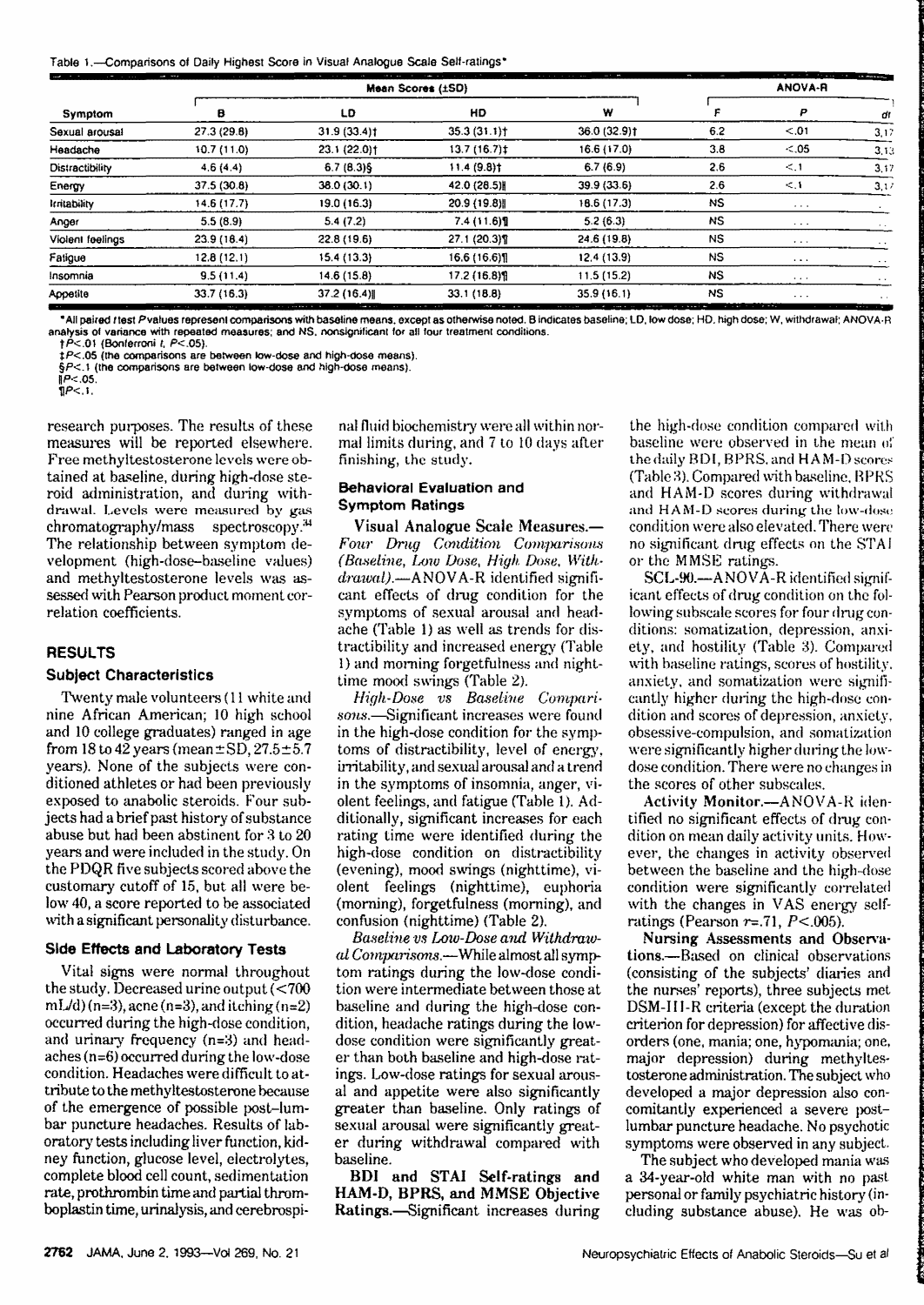Table 1.—Comparisons of Daily Highest Score in Visual Analogue Scale Self-ratings*

| Symptom | Mean Scores (±SD) | | | | ANOVA-R | | |
|---|---|---|---|---|---|---|---|
| | B | LD | HD | W | F | P | df |
| Sexual arousal | 27.3 (29.8) | 31.9 (33.4)† | 35.3 (31.1)† | 36.0 (32.9)† | 6.2 | <.01 | 3,17 |
| Headache | 10.7 (11.0) | 23.1 (22.0)† | 13.7 (16.7)‡ | 16.6 (17.0) | 3.8 | <.05 | 3,13 |
| Distractibility | 4.6 (4.4) | 6.7 (8.3)§ | 11.4 (9.8)† | 6.7 (6.9) | 2.6 | <.1 | 3,17 |
| Energy | 37.5 (30.8) | 38.0 (30.1) | 42.0 (28.5)‖ | 39.9 (33.6) | 2.6 | <.1 | 3,17 |
| Irritability | 14.6 (17.7) | 19.0 (16.3) | 20.9 (19.8)‖ | 18.6 (17.3) | NS | ... | ... |
| Anger | 5.5 (8.9) | 5.4 (7.2) | 7.4 (11.6)¶ | 5.2 (6.3) | NS | ... | ... |
| Violent feelings | 23.9 (18.4) | 22.8 (19.6) | 27.1 (20.3)¶ | 24.6 (19.8) | NS | ... | ... |
| Fatigue | 12.8 (12.1) | 15.4 (13.3) | 16.6 (16.6)¶ | 12.4 (13.9) | NS | ... | ... |
| Insomnia | 9.5 (11.4) | 14.6 (15.8) | 17.2 (16.8)¶ | 11.5 (15.2) | NS | ... | ... |
| Appetite | 33.7 (16.3) | 37.2 (16.4)‖ | 33.1 (18.8) | 35.9 (16.1) | NS | ... | ... |

*All paired *t* test *P* values represent comparisons with baseline means, except as otherwise noted. B indicates baseline; LD, low dose; HD, high dose; W, withdrawal; ANOVA-R analysis of variance with repeated measures; and NS, nonsignificant for all four treatment conditions.
†$P<.01$ (Bonferroni *t*, $P<.05$).
‡$P<.05$ (the comparisons are between low-dose and high-dose means).
§$P<.1$ (the comparisons are between low-dose and high-dose means).
‖$P<.05$.
¶$P<.1$.

research purposes. The results of these measures will be reported elsewhere. Free methyltestosterone levels were obtained at baseline, during high-dose steroid administration, and during withdrawal. Levels were measured by gas chromatography/mass spectroscopy.[34] The relationship between symptom development (high-dose–baseline values) and methyltestosterone levels was assessed with Pearson product moment correlation coefficients.

## RESULTS

### Subject Characteristics

Twenty male volunteers (11 white and nine African American; 10 high school and 10 college graduates) ranged in age from 18 to 42 years (mean±SD, 27.5±5.7 years). None of the subjects were conditioned athletes or had been previously exposed to anabolic steroids. Four subjects had a brief past history of substance abuse but had been abstinent for 3 to 20 years and were included in the study. On the PDQR five subjects scored above the customary cutoff of 15, but all were below 40, a score reported to be associated with a significant personality disturbance.

### Side Effects and Laboratory Tests

Vital signs were normal throughout the study. Decreased urine output (<700 mL/d) (n=3), acne (n=3), and itching (n=2) occurred during the high-dose condition, and urinary frequency (n=3) and headaches (n=6) occurred during the low-dose condition. Headaches were difficult to attribute to the methyltestosterone because of the emergence of possible post–lumbar puncture headaches. Results of laboratory tests including liver function, kidney function, glucose level, electrolytes, complete blood cell count, sedimentation rate, prothrombin time and partial thromboplastin time, urinalysis, and cerebrospinal fluid biochemistry were all within normal limits during, and 7 to 10 days after finishing, the study.

### Behavioral Evaluation and Symptom Ratings

**Visual Analogue Scale Measures.**—*Four Drug Condition Comparisons (Baseline, Low Dose, High Dose, Withdrawal).*—ANOVA-R identified significant effects of drug condition for the symptoms of sexual arousal and headache (Table 1) as well as trends for distractibility and increased energy (Table 1) and morning forgetfulness and nighttime mood swings (Table 2).

*High-Dose vs Baseline Comparisons.*—Significant increases were found in the high-dose condition for the symptoms of distractibility, level of energy, irritability, and sexual arousal and a trend in the symptoms of insomnia, anger, violent feelings, and fatigue (Table 1). Additionally, significant increases for each rating time were identified during the high-dose condition on distractibility (evening), mood swings (nighttime), violent feelings (nighttime), euphoria (morning), forgetfulness (morning), and confusion (nighttime) (Table 2).

*Baseline vs Low-Dose and Withdrawal Comparisons.*—While almost all symptom ratings during the low-dose condition were intermediate between those at baseline and during the high-dose condition, headache ratings during the low-dose condition were significantly greater than both baseline and high-dose ratings. Low-dose ratings for sexual arousal and appetite were also significantly greater than baseline. Only ratings of sexual arousal were significantly greater during withdrawal compared with baseline.

**BDI and STAI Self-ratings and HAM-D, BPRS, and MMSE Objective Ratings.**—Significant increases during the high-dose condition compared with baseline were observed in the mean of the daily BDI, BPRS, and HAM-D scores (Table 3). Compared with baseline, BPRS and HAM-D scores during withdrawal and HAM-D scores during the low-dose condition were also elevated. There were no significant drug effects on the STAI or the MMSE ratings.

**SCL-90.**—ANOVA-R identified significant effects of drug condition on the following subscale scores for four drug conditions: somatization, depression, anxiety, and hostility (Table 3). Compared with baseline ratings, scores of hostility, anxiety, and somatization were significantly higher during the high-dose condition and scores of depression, anxiety, obsessive-compulsion, and somatization were significantly higher during the low-dose condition. There were no changes in the scores of other subscales.

**Activity Monitor.**—ANOVA-R identified no significant effects of drug condition on mean daily activity units. However, the changes in activity observed between the baseline and the high-dose condition were significantly correlated with the changes in VAS energy self-ratings (Pearson $r=.71$, $P<.005$).

**Nursing Assessments and Observations.**—Based on clinical observations (consisting of the subjects' diaries and the nurses' reports), three subjects met DSM-III-R criteria (except the duration criterion for depression) for affective disorders (one, mania; one, hypomania; one, major depression) during methyltestosterone administration. The subject who developed a major depression also concomitantly experienced a severe post–lumbar puncture headache. No psychotic symptoms were observed in any subject.

The subject who developed mania was a 34-year-old white man with no past personal or family psychiatric history (including substance abuse). He was ob-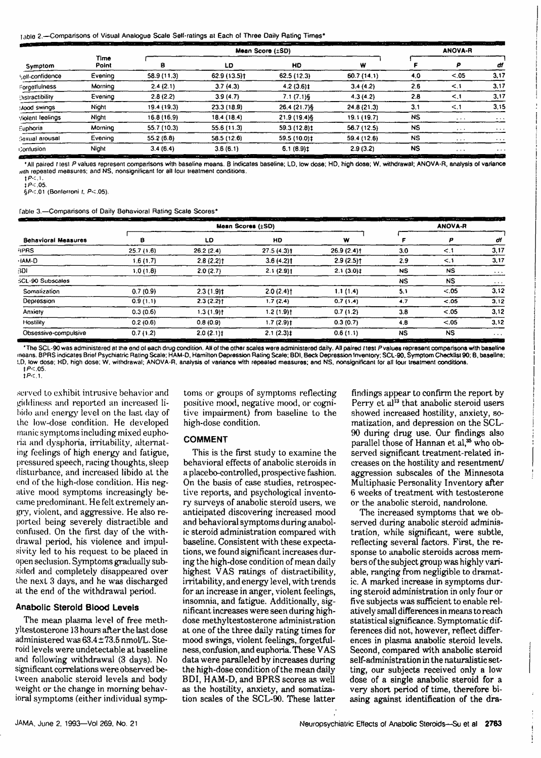Table 2.—Comparisons of Visual Analogue Scale Self-ratings at Each of Three Daily Rating Times*

| Symptom | Time Point | Mean Score (±SD) | | | | ANOVA-R | | |
|---|---|---|---|---|---|---|---|---|
| | | B | LD | HD | W | F | P | df |
| Self-confidence | Evening | 58.9 (11.3) | 62.9 (13.5)† | 62.5 (12.3) | 60.7 (14.1) | 4.0 | <.05 | 3,17 |
| Forgetfulness | Morning | 2.4 (2.1) | 3.7 (4.3) | 4.2 (3.6)‡ | 3.4 (4.2) | 2.6 | <.1 | 3,17 |
| Distractibility | Evening | 2.8 (2.2) | 3.9 (4.7) | 7.1 (7.1)§ | 4.3 (4.2) | 2.8 | <.1 | 3,17 |
| Mood swings | Night | 19.4 (19.3) | 23.3 (18.9) | 26.4 (21.7)§ | 24.8 (21.3) | 3.1 | <.1 | 3,15 |
| Violent feelings | Night | 16.8 (16.9) | 18.4 (18.4) | 21.9 (19.4)§ | 19.1 (19.7) | NS | ... | ... |
| Euphoria | Morning | 55.7 (10.3) | 55.6 (11.3) | 59.3 (12.8)‡ | 56.7 (12.5) | NS | ... | ... |
| Sexual arousal | Evening | 55.2 (6.8) | 58.5 (12.6) | 59.5 (10.0)‡ | 59.4 (12.6) | NS | ... | ... |
| Confusion | Night | 3.4 (6.4) | 3.6 (6.1) | 6.1 (8.9)‡ | 2.9 (3.2) | NS | ... | ... |

*All paired t test P values represent comparisons with baseline means. B indicates baseline; LD, low dose; HD, high dose; W, withdrawal; ANOVA-R, analysis of variance with repeated measures; and NS, nonsignificant for all four treatment conditions.
†P<.1.
‡P<.05.
§P<.01 (Bonferroni t, P<.05).

Table 3.—Comparisons of Daily Behavioral Rating Scale Scores*

| Behavioral Measures | Mean Scores (±SD) | | | | ANOVA-R | | |
|---|---|---|---|---|---|---|---|
| | B | LD | HD | W | F | P | df |
| BPRS | 25.7 (1.6) | 26.2 (2.4) | 27.5 (4.3)† | 26.9 (2.4)† | 3.0 | <.1 | 3,17 |
| HAM-D | 1.6 (1.7) | 2.8 (2.2)† | 3.6 (4.2)† | 2.9 (2.5)† | 2.9 | <.1 | 3,17 |
| BDI | 1.0 (1.8) | 2.0 (2.7) | 2.1 (2.9)† | 2.1 (3.0)‡ | NS | NS | ... |
| SCL-90 Subscales | | | | | NS | NS | ... |
| Somatization | 0.7 (0.9) | 2.3 (1.9)† | 2.0 (2.4)† | 1.1 (1.4) | 5.1 | <.05 | 3,12 |
| Depression | 0.9 (1.1) | 2.3 (2.2)† | 1.7 (2.4) | 0.7 (1.4) | 4.7 | <.05 | 3,12 |
| Anxiety | 0.3 (0.6) | 1.3 (1.9)† | 1.2 (1.9)† | 0.7 (1.2) | 3.8 | <.05 | 3,12 |
| Hostility | 0.2 (0.6) | 0.8 (0.9) | 1.7 (2.9)† | 0.3 (0.7) | 4.8 | <.05 | 3,12 |
| Obsessive-compulsive | 0.7 (1.2) | 2.0 (2.1)† | 2.1 (2.3)‡ | 0.6 (1.1) | NS | NS | ... |

*The SCL-90 was administered at the end of each drug condition. All of the other scales were administered daily. All paired t test P values represent comparisons with baseline means. BPRS indicates Brief Psychiatric Rating Scale; HAM-D, Hamilton Depression Rating Scale; BDI, Beck Depression Inventory; SCL-90, Symptom Checklist 90; B, baseline; LD, low dose; HD, high dose; W, withdrawal; ANOVA-R, analysis of variance with repeated measures; and NS, nonsignificant for all four treatment conditions.
†P<.05.
‡P<.1.

served to exhibit intrusive behavior and giddiness and reported an increased libido and energy level on the last day of the low-dose condition. He developed manic symptoms including mixed euphoria and dysphoria, irritability, alternating feelings of high energy and fatigue, pressured speech, racing thoughts, sleep disturbance, and increased libido at the end of the high-dose condition. His negative mood symptoms increasingly became predominant. He felt extremely angry, violent, and aggressive. He also reported being severely distractible and confused. On the first day of the withdrawal period, his violence and impulsivity led to his request to be placed in open seclusion. Symptoms gradually subsided and completely disappeared over the next 3 days, and he was discharged at the end of the withdrawal period.

### Anabolic Steroid Blood Levels

The mean plasma level of free methyltestosterone 13 hours after the last dose administered was 63.4±73.5 nmol/L. Steroid levels were undetectable at baseline and following withdrawal (3 days). No significant correlations were observed between anabolic steroid levels and body weight or the change in morning behavioral symptoms (either individual symptoms or groups of symptoms reflecting positive mood, negative mood, or cognitive impairment) from baseline to the high-dose condition.

## COMMENT

This is the first study to examine the behavioral effects of anabolic steroids in a placebo-controlled, prospective fashion. On the basis of case studies, retrospective reports, and psychological inventory surveys of anabolic steroid users, we anticipated discovering increased mood and behavioral symptoms during anabolic steroid administration compared with baseline. Consistent with these expectations, we found significant increases during the high-dose condition of mean daily highest VAS ratings of distractibility, irritability, and energy level, with trends for an increase in anger, violent feelings, insomnia, and fatigue. Additionally, significant increases were seen during high-dose methyltestosterone administration at one of the three daily rating times for mood swings, violent feelings, forgetfulness, confusion, and euphoria. These VAS data were paralleled by increases during the high-dose condition of the mean daily BDI, HAM-D, and BPRS scores as well as the hostility, anxiety, and somatization scales of the SCL-90. These latter findings appear to confirm the report by Perry et al[13] that anabolic steroid users showed increased hostility, anxiety, somatization, and depression on the SCL-90 during drug use. Our findings also parallel those of Hannan et al,[35] who observed significant treatment-related increases on the hostility and resentment/aggression subscales of the Minnesota Multiphasic Personality Inventory after 6 weeks of treatment with testosterone or the anabolic steroid, nandrolone.

The increased symptoms that we observed during anabolic steroid administration, while significant, were subtle, reflecting several factors. First, the response to anabolic steroids across members of the subject group was highly variable, ranging from negligible to dramatic. A marked increase in symptoms during steroid administration in only four or five subjects was sufficient to enable relatively small differences in means to reach statistical significance. Symptomatic differences did not, however, reflect differences in plasma anabolic steroid levels. Second, compared with anabolic steroid self-administration in the naturalistic setting, our subjects received only a low dose of a single anabolic steroid for a very short period of time, therefore biasing against identification of the dra-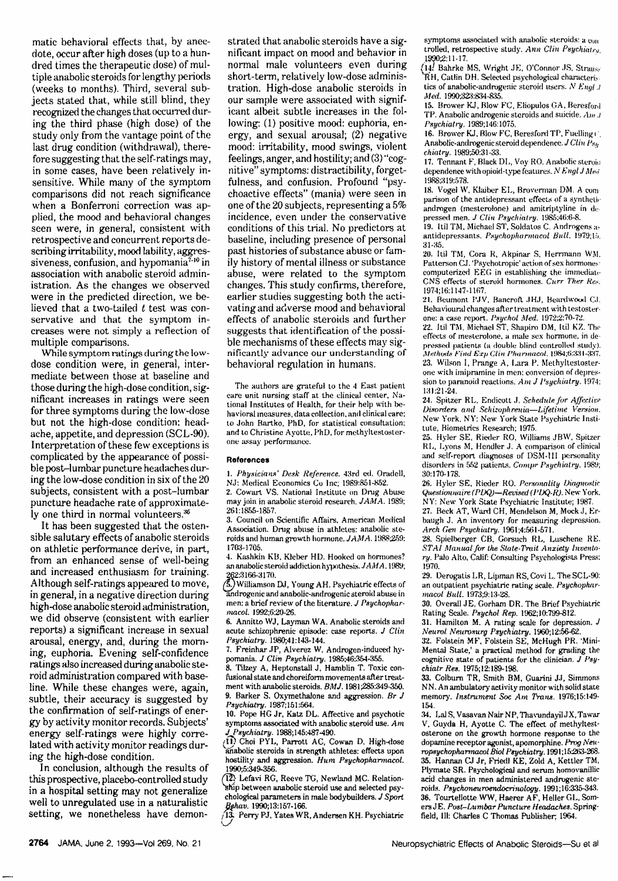matic behavioral effects that, by anecdote, occur after high doses (up to a hundred times the therapeutic dose) of multiple anabolic steroids for lengthy periods (weeks to months). Third, several subjects stated that, while still blind, they recognized the changes that occurred during the third phase (high dose) of the study only from the vantage point of the last drug condition (withdrawal), therefore suggesting that the self-ratings may, in some cases, have been relatively insensitive. While many of the symptom comparisons did not reach significance when a Bonferroni correction was applied, the mood and behavioral changes seen were, in general, consistent with retrospective and concurrent reports describing irritability, mood lability, aggressiveness, confusion, and hypomania[7-10] in association with anabolic steroid administration. As the changes we observed were in the predicted direction, we believed that a two-tailed $t$ test was conservative and that the symptom increases were not simply a reflection of multiple comparisons.

While symptom ratings during the low-dose condition were, in general, intermediate between those at baseline and those during the high-dose condition, significant increases in ratings were seen for three symptoms during the low-dose but not the high-dose condition: headache, appetite, and depression (SCL-90). Interpretation of these few exceptions is complicated by the appearance of possible post–lumbar puncture headaches during the low-dose condition in six of the 20 subjects, consistent with a post–lumbar puncture headache rate of approximately one third in normal volunteers.[36]

It has been suggested that the ostensible salutary effects of anabolic steroids on athletic performance derive, in part, from an enhanced sense of well-being and increased enthusiasm for training. Although self-ratings appeared to move, in general, in a negative direction during high-dose anabolic steroid administration, we did observe (consistent with earlier reports) a significant increase in sexual arousal, energy, and, during the morning, euphoria. Evening self-confidence ratings also increased during anabolic steroid administration compared with baseline. While these changes were, again, subtle, their accuracy is suggested by the confirmation of self-ratings of energy by activity monitor records. Subjects' energy self-ratings were highly correlated with activity monitor readings during the high-dose condition.

In conclusion, although the results of this prospective, placebo-controlled study in a hospital setting may not generalize well to unregulated use in a naturalistic setting, we nonetheless have demonstrated that anabolic steroids have a significant impact on mood and behavior in normal male volunteers even during short-term, relatively low-dose administration. High-dose anabolic steroids in our sample were associated with significant albeit subtle increases in the following: (1) positive mood: euphoria, energy, and sexual arousal; (2) negative mood: irritability, mood swings, violent feelings, anger, and hostility; and (3) "cognitive" symptoms: distractibility, forgetfulness, and confusion. Profound "psychoactive effects" (mania) were seen in one of the 20 subjects, representing a 5% incidence, even under the conservative conditions of this trial. No predictors at baseline, including presence of personal past histories of substance abuse or family history of mental illness or substance abuse, were related to the symptom changes. This study confirms, therefore, earlier studies suggesting both the activating and adverse mood and behavioral effects of anabolic steroids and further suggests that identification of the possible mechanisms of these effects may significantly advance our understanding of behavioral regulation in humans.

The authors are grateful to the 4 East patient care unit nursing staff at the clinical center, National Institutes of Health, for their help with behavioral measures, data collection, and clinical care; to John Bartko, PhD, for statistical consultation; and to Christine Ayotte, PhD, for methyltestosterone assay performance.

## References

1. *Physicians' Desk Reference.* 43rd ed. Oradell, NJ: Medical Economics Co Inc; 1989:851-852.
2. Cowart VS. National Institute on Drug Abuse may join in anabolic steroid research. *JAMA.* 1989;261:1855-1857.
3. Council on Scientific Affairs, American Medical Association. Drug abuse in athletes: anabolic steroids and human growth hormone. *JAMA.* 1988;259:1703-1705.
4. Kashkin KB, Kleber HD. Hooked on hormones? an anabolic steroid addiction hypothesis. *JAMA.* 1989;262:3166-3170.
5. Williamson DJ, Young AH. Psychiatric effects of androgenic and anabolic-androgenic steroid abuse in men: a brief review of the literature. *J Psychopharmacol.* 1992;6:20-26.
6. Annitto WJ, Layman WA. Anabolic steroids and acute schizophrenic episode: case reports. *J Clin Psychiatry.* 1980;41:143-144.
7. Freinhar JP, Alverez W. Androgen-induced hypomania. *J Clin Psychiatry.* 1985;46:354-355.
8. Tilzey A, Heptonstall J, Hamblin T. Toxic confusional state and choreiform movements after treatment with anabolic steroids. *BMJ.* 1981;285:349-350.
9. Barker S. Oxymethalone and aggression. *Br J Psychiatry.* 1987;151:564.
10. Pope HG Jr, Katz DL. Affective and psychotic symptoms associated with anabolic steroid use. *Am J Psychiatry.* 1988;145:487-490.
11. Choi PYL, Parrott AC, Cowan D. High-dose anabolic steroids in strength athletes: effects upon hostility and aggression. *Hum Psychopharmacol.* 1990;5:349-356.
12. Lefavi RG, Reeve TG, Newland MC. Relationship between anabolic steroid use and selected psychological parameters in male bodybuilders. *J Sport Behav.* 1990;13:157-166.
13. Perry PJ, Yates WR, Andersen KH. Psychiatric symptoms associated with anabolic steroids: a controlled, retrospective study. *Ann Clin Psychiatry.* 1990;2:11-17.
14. Bahrke MS, Wright JE, O'Connor JS, Strauss RH, Catlin DH. Selected psychological characteristics of anabolic-androgenic steroid users. *N Engl J Med.* 1990;323:834-835.
15. Brower KJ, Blow FC, Eliopulos GA, Beresford TP. Anabolic androgenic steroids and suicide. *Am J Psychiatry.* 1989;146:1075.
16. Brower KJ, Blow FC, Beresford TP, Fuelling C. Anabolic-androgenic steroid dependence. *J Clin Psychiatry.* 1989;50:31-33.
17. Tennant F, Black DL, Voy RO. Anabolic steroid dependence with opioid-type features. *N Engl J Med.* 1988;319:578.
18. Vogel W, Klaiber EL, Broverman DM. A comparison of the antidepressant effects of a synthetic androgen (mesterolone) and amitriptyline in depressed men. *J Clin Psychiatry.* 1985;46:6-8.
19. Itil TM, Michael ST, Soldatos C. Androgens as antidepressants. *Psychopharmacol Bull.* 1979;15:31-35.
20. Itil TM, Cora R, Akpinar S, Herrmann WM, Patterson CJ. 'Psychotropic' action of sex hormones: computerized EEG in establishing the immediate CNS effects of steroid hormones. *Curr Ther Res.* 1974;16:1147-1167.
21. Beumont PJV, Bancroft JHJ, Beardwood CJ. Behavioural changes after treatment with testosterone: a case report. *Psychol Med.* 1972;2:70-72.
22. Itil TM, Michael ST, Shapiro DM, Itil KZ. The effects of mesterolone, a male sex hormone, in depressed patients (a double blind controlled study). *Methods Find Exp Clin Pharmacol.* 1984;6:331-337.
23. Wilson I, Prange A, Lara P. Methyltestosterone with imipramine in men: conversion of depression to paranoid reactions. *Am J Psychiatry.* 1974;131:21-24.
24. Spitzer RL, Endicott J. *Schedule for Affective Disorders and Schizophrenia—Lifetime Version.* New York, NY: New York State Psychiatric Institute, Biometrics Research; 1975.
25. Hyler SE, Rieder RO, Williams JBW, Spitzer RL, Lyons M, Hendler J. A comparison of clinical and self-report diagnoses of DSM-III personality disorders in 552 patients. *Compr Psychiatry.* 1989;30:170-178.
26. Hyler SE, Rieder RO. *Personality Diagnostic Questionnaire (PDQ)—Revised (PDQ-R).* New York, NY: New York State Psychiatric Institute; 1987.
27. Beck AT, Ward CH, Mendelson M, Mock J, Erbaugh J. An inventory for measuring depression. *Arch Gen Psychiatry.* 1961;4:561-571.
28. Spielberger CB, Gorsuch RL, Luschene RE. *STAI Manual for the State-Trait Anxiety Inventory.* Palo Alto, Calif: Consulting Psychologists Press; 1970.
29. Derogatis LR, Lipman RS, Covi L. The SCL-90: an outpatient psychiatric rating scale. *Psychopharmacol Bull.* 1973;9:13-28.
30. Overall JE, Gorham DR. The Brief Psychiatric Rating Scale. *Psychol Rep.* 1962;10:799-812.
31. Hamilton M. A rating scale for depression. *J Neurol Neurosurg Psychiatry.* 1960;12:56-62.
32. Folstein MF, Folstein SE, McHugh PR. 'Mini-Mental State,' a practical method for grading the cognitive state of patients for the clinician. *J Psychiatr Res.* 1975;12:189-198.
33. Colburn TR, Smith BM, Guarini JJ, Simmons NN. An ambulatory activity monitor with solid state memory. *Instrument Soc Am Trans.* 1976;15:149-154.
34. Lal S, Vasavan Nair NP, Thavundayil JX, Tawar V, Guyda H, Ayotte C. The effect of methyltestosterone on the growth hormone response to the dopamine receptor agonist, apomorphine. *Prog Neuropsychopharmacol Biol Psychiatry.* 1991;15:263-268.
35. Hannan CJ Jr, Friedl KE, Zold A, Kettler TM, Plymate SR. Psychological and serum homovanillic acid changes in men administered androgenic steroids. *Psychoneuroendocrinology.* 1991;16:335-343.
36. Tourtellotte WW, Haerer AF, Heller GL, Somers JE. *Post-Lumbar Puncture Headaches.* Springfield, Ill: Charles C Thomas Publisher; 1964.